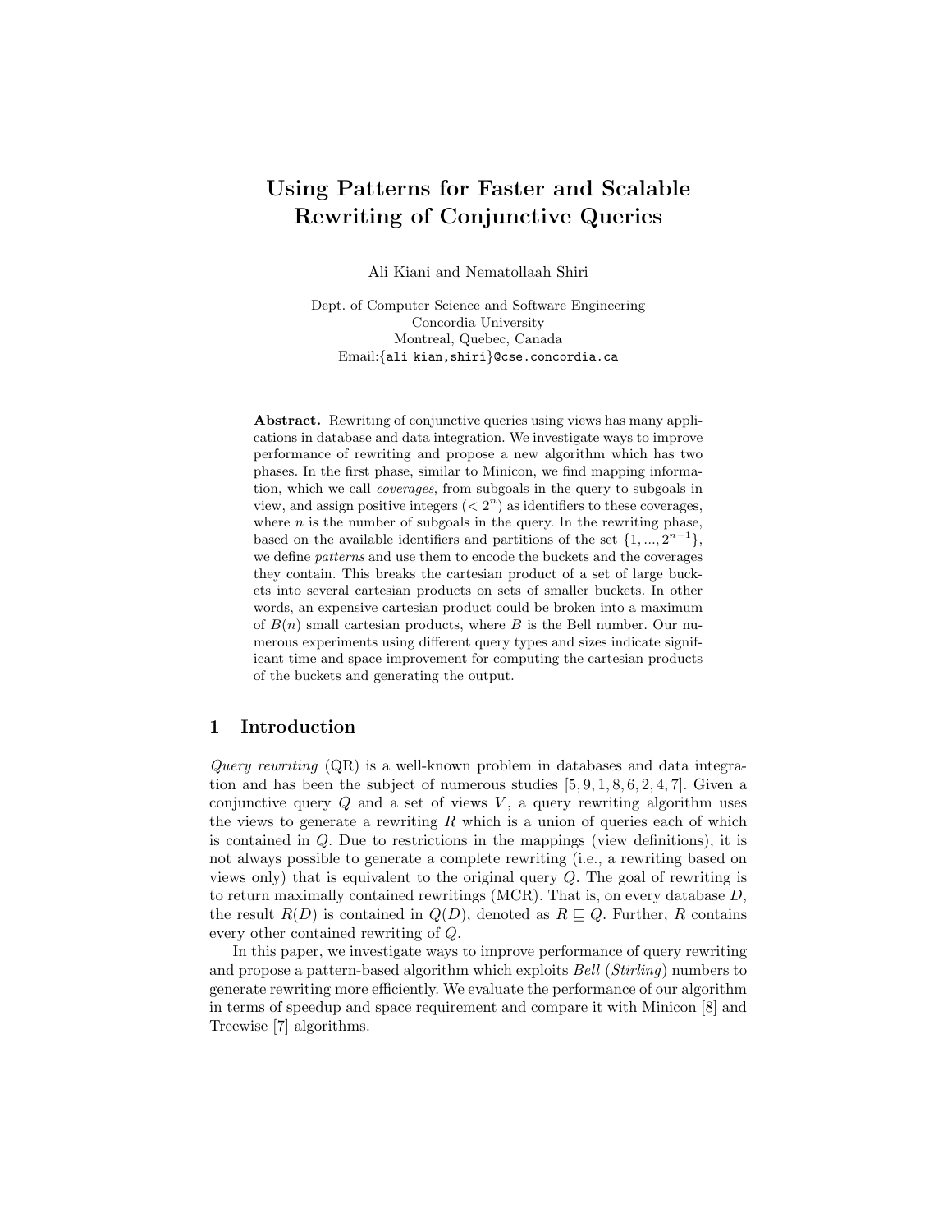# Using Patterns for Faster and Scalable Rewriting of Conjunctive Queries

Ali Kiani and Nematollaah Shiri

Dept. of Computer Science and Software Engineering
Concordia University
Montreal, Quebec, Canada
Email:{ali_kian,shiri}@cse.concordia.ca

**Abstract.** Rewriting of conjunctive queries using views has many applications in database and data integration. We investigate ways to improve performance of rewriting and propose a new algorithm which has two phases. In the first phase, similar to Minicon, we find mapping information, which we call *coverages*, from subgoals in the query to subgoals in view, and assign positive integers ($< 2^n$) as identifiers to these coverages, where $n$ is the number of subgoals in the query. In the rewriting phase, based on the available identifiers and partitions of the set $\{1, ..., 2^{n-1}\}$, we define *patterns* and use them to encode the buckets and the coverages they contain. This breaks the cartesian product of a set of large buckets into several cartesian products on sets of smaller buckets. In other words, an expensive cartesian product could be broken into a maximum of $B(n)$ small cartesian products, where $B$ is the Bell number. Our numerous experiments using different query types and sizes indicate significant time and space improvement for computing the cartesian products of the buckets and generating the output.

## 1 Introduction

*Query rewriting* (QR) is a well-known problem in databases and data integration and has been the subject of numerous studies [5, 9, 1, 8, 6, 2, 4, 7]. Given a conjunctive query $Q$ and a set of views $V$, a query rewriting algorithm uses the views to generate a rewriting $R$ which is a union of queries each of which is contained in $Q$. Due to restrictions in the mappings (view definitions), it is not always possible to generate a complete rewriting (i.e., a rewriting based on views only) that is equivalent to the original query $Q$. The goal of rewriting is to return maximally contained rewritings (MCR). That is, on every database $D$, the result $R(D)$ is contained in $Q(D)$, denoted as $R \sqsubseteq Q$. Further, $R$ contains every other contained rewriting of $Q$.

In this paper, we investigate ways to improve performance of query rewriting and propose a pattern-based algorithm which exploits *Bell* (*Stirling*) numbers to generate rewriting more efficiently. We evaluate the performance of our algorithm in terms of speedup and space requirement and compare it with Minicon [8] and Treewise [7] algorithms.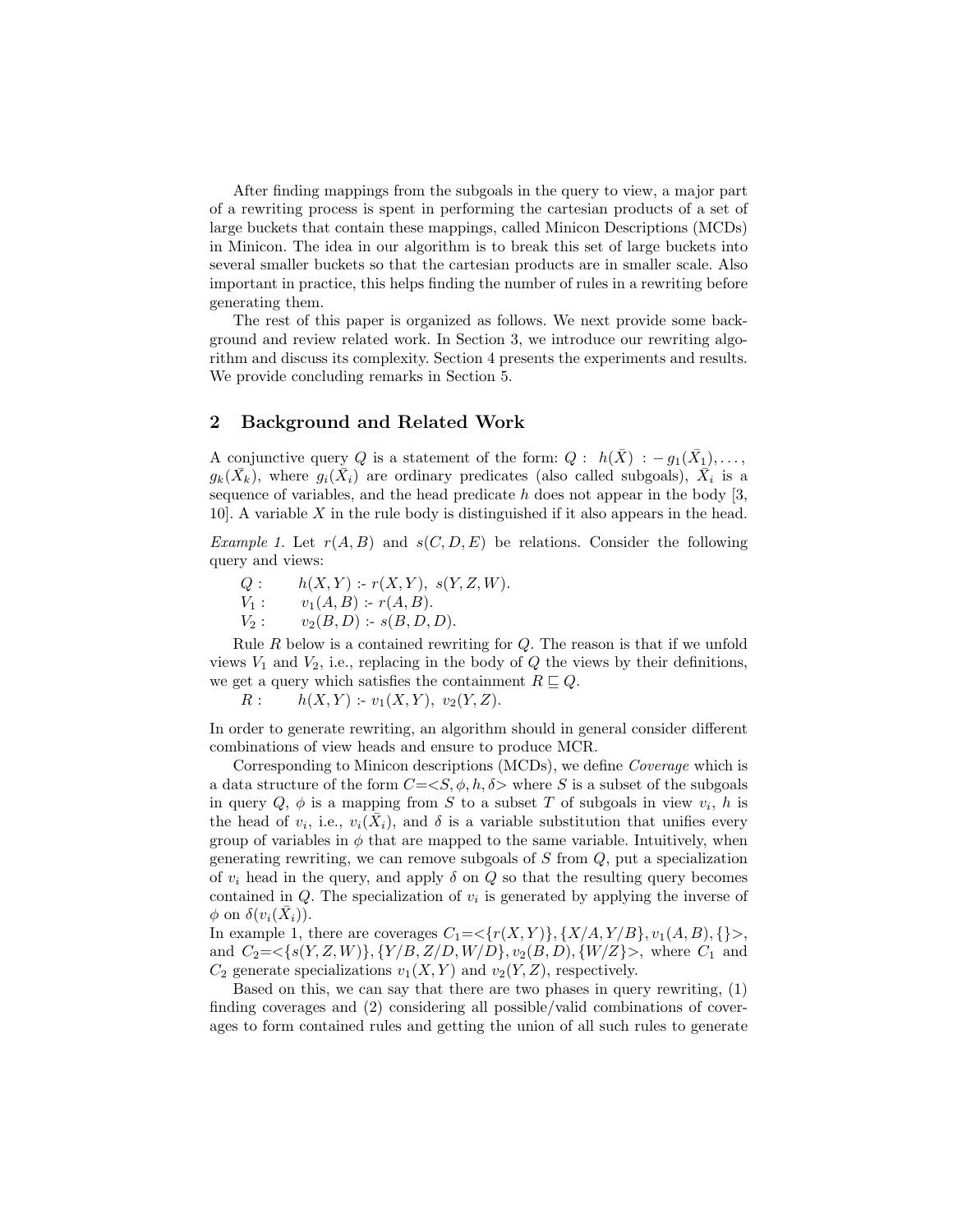After finding mappings from the subgoals in the query to view, a major part of a rewriting process is spent in performing the cartesian products of a set of large buckets that contain these mappings, called Minicon Descriptions (MCDs) in Minicon. The idea in our algorithm is to break this set of large buckets into several smaller buckets so that the cartesian products are in smaller scale. Also important in practice, this helps finding the number of rules in a rewriting before generating them.

The rest of this paper is organized as follows. We next provide some background and review related work. In Section 3, we introduce our rewriting algorithm and discuss its complexity. Section 4 presents the experiments and results. We provide concluding remarks in Section 5.

## 2 Background and Related Work

A conjunctive query $Q$ is a statement of the form: $Q: \ h(\bar{X}) \ :- g_1(\bar{X}_1), \ldots, g_k(\bar{X}_k)$, where $g_i(\bar{X}_i)$ are ordinary predicates (also called subgoals), $\bar{X}_i$ is a sequence of variables, and the head predicate $h$ does not appear in the body [3, 10]. A variable $X$ in the rule body is distinguished if it also appears in the head.

*Example 1.* Let $r(A, B)$ and $s(C, D, E)$ be relations. Consider the following query and views:

$Q$ : $h(X, Y)$ :- $r(X, Y)$, $s(Y, Z, W)$.
$V_1$ : $v_1(A, B)$ :- $r(A, B)$.
$V_2$ : $v_2(B, D)$ :- $s(B, D, D)$.

Rule $R$ below is a contained rewriting for $Q$. The reason is that if we unfold views $V_1$ and $V_2$, i.e., replacing in the body of $Q$ the views by their definitions, we get a query which satisfies the containment $R \sqsubseteq Q$.

$R$ : $h(X, Y)$ :- $v_1(X, Y)$, $v_2(Y, Z)$.

In order to generate rewriting, an algorithm should in general consider different combinations of view heads and ensure to produce MCR.

Corresponding to Minicon descriptions (MCDs), we define *Coverage* which is a data structure of the form $C$=$<S, \phi, h, \delta>$ where $S$ is a subset of the subgoals in query $Q$, $\phi$ is a mapping from $S$ to a subset $T$ of subgoals in view $v_i$, $h$ is the head of $v_i$, i.e., $v_i(\bar{X}_i)$, and $\delta$ is a variable substitution that unifies every group of variables in $\phi$ that are mapped to the same variable. Intuitively, when generating rewriting, we can remove subgoals of $S$ from $Q$, put a specialization of $v_i$ head in the query, and apply $\delta$ on $Q$ so that the resulting query becomes contained in $Q$. The specialization of $v_i$ is generated by applying the inverse of $\phi$ on $\delta(v_i(\bar{X}_i))$.

In example 1, there are coverages $C_1$=$<\{r(X, Y)\}, \{X/A, Y/B\}, v_1(A, B), \{\}>$, and $C_2$=$<\{s(Y, Z, W)\}, \{Y/B, Z/D, W/D\}, v_2(B, D), \{W/Z\}>$, where $C_1$ and $C_2$ generate specializations $v_1(X, Y)$ and $v_2(Y, Z)$, respectively.

Based on this, we can say that there are two phases in query rewriting, (1) finding coverages and (2) considering all possible/valid combinations of coverages to form contained rules and getting the union of all such rules to generate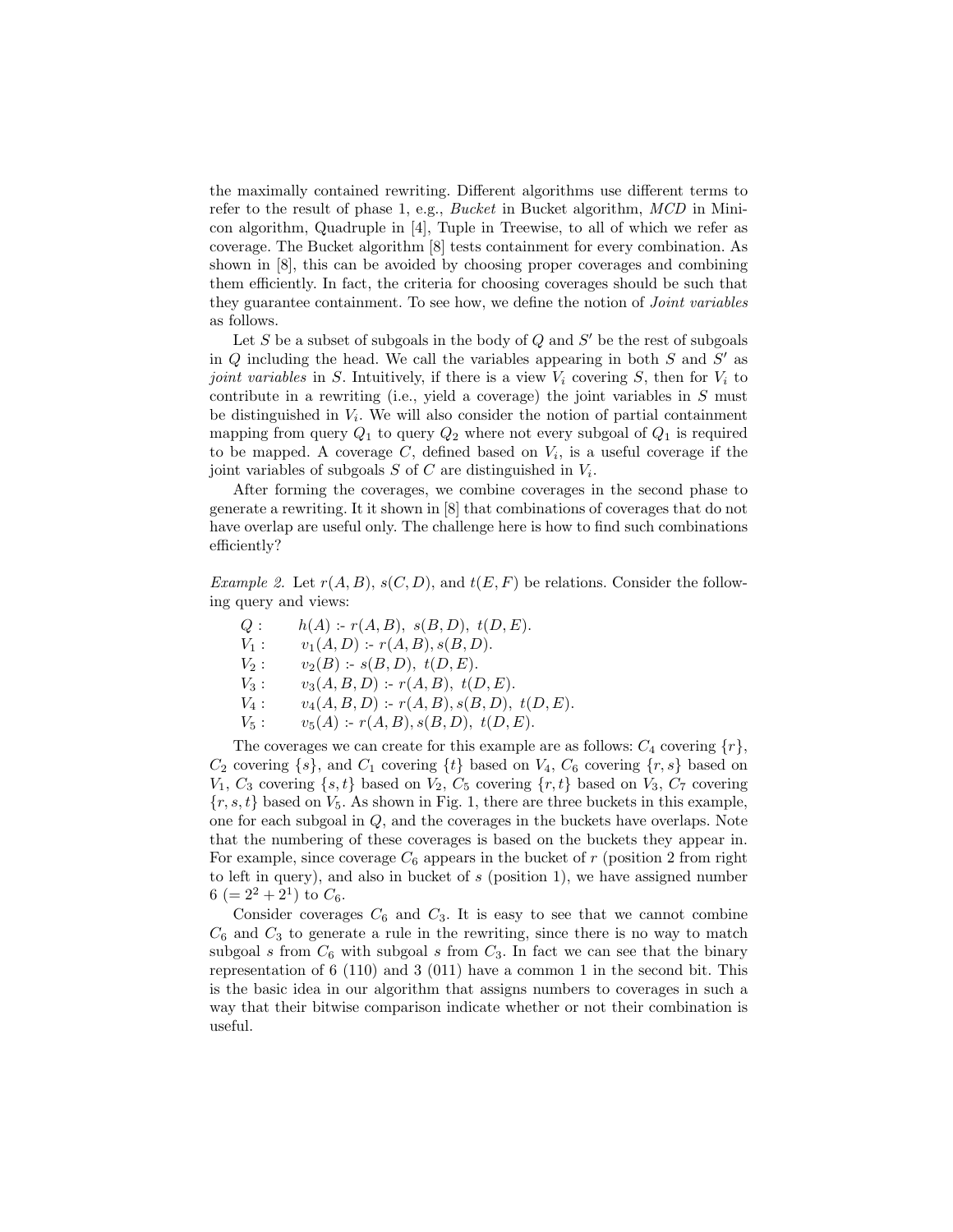the maximally contained rewriting. Different algorithms use different terms to refer to the result of phase 1, e.g., *Bucket* in Bucket algorithm, *MCD* in Minicon algorithm, Quadruple in [4], Tuple in Treewise, to all of which we refer as coverage. The Bucket algorithm [8] tests containment for every combination. As shown in [8], this can be avoided by choosing proper coverages and combining them efficiently. In fact, the criteria for choosing coverages should be such that they guarantee containment. To see how, we define the notion of *Joint variables* as follows.

Let $S$ be a subset of subgoals in the body of $Q$ and $S'$ be the rest of subgoals in $Q$ including the head. We call the variables appearing in both $S$ and $S'$ as *joint variables* in $S$. Intuitively, if there is a view $V_i$ covering $S$, then for $V_i$ to contribute in a rewriting (i.e., yield a coverage) the joint variables in $S$ must be distinguished in $V_i$. We will also consider the notion of partial containment mapping from query $Q_1$ to query $Q_2$ where not every subgoal of $Q_1$ is required to be mapped. A coverage $C$, defined based on $V_i$, is a useful coverage if the joint variables of subgoals $S$ of $C$ are distinguished in $V_i$.

After forming the coverages, we combine coverages in the second phase to generate a rewriting. It it shown in [8] that combinations of coverages that do not have overlap are useful only. The challenge here is how to find such combinations efficiently?

*Example 2.* Let $r(A, B)$, $s(C, D)$, and $t(E, F)$ be relations. Consider the following query and views:

$Q$ : $h(A)$ :- $r(A, B)$, $s(B, D)$, $t(D, E)$.
$V_1$ : $v_1(A, D)$ :- $r(A, B), s(B, D)$.
$V_2$ : $v_2(B)$ :- $s(B, D)$, $t(D, E)$.
$V_3$ : $v_3(A, B, D)$ :- $r(A, B)$, $t(D, E)$.
$V_4$ : $v_4(A, B, D)$ :- $r(A, B), s(B, D)$, $t(D, E)$.
$V_5$ : $v_5(A)$ :- $r(A, B), s(B, D)$, $t(D, E)$.

The coverages we can create for this example are as follows: $C_4$ covering $\{r\}$, $C_2$ covering $\{s\}$, and $C_1$ covering $\{t\}$ based on $V_4$, $C_6$ covering $\{r, s\}$ based on $V_1$, $C_3$ covering $\{s, t\}$ based on $V_2$, $C_5$ covering $\{r, t\}$ based on $V_3$, $C_7$ covering $\{r, s, t\}$ based on $V_5$. As shown in Fig. 1, there are three buckets in this example, one for each subgoal in $Q$, and the coverages in the buckets have overlaps. Note that the numbering of these coverages is based on the buckets they appear in. For example, since coverage $C_6$ appears in the bucket of $r$ (position 2 from right to left in query), and also in bucket of $s$ (position 1), we have assigned number 6 ($= 2^2 + 2^1$) to $C_6$.

Consider coverages $C_6$ and $C_3$. It is easy to see that we cannot combine $C_6$ and $C_3$ to generate a rule in the rewriting, since there is no way to match subgoal $s$ from $C_6$ with subgoal $s$ from $C_3$. In fact we can see that the binary representation of 6 (110) and 3 (011) have a common 1 in the second bit. This is the basic idea in our algorithm that assigns numbers to coverages in such a way that their bitwise comparison indicate whether or not their combination is useful.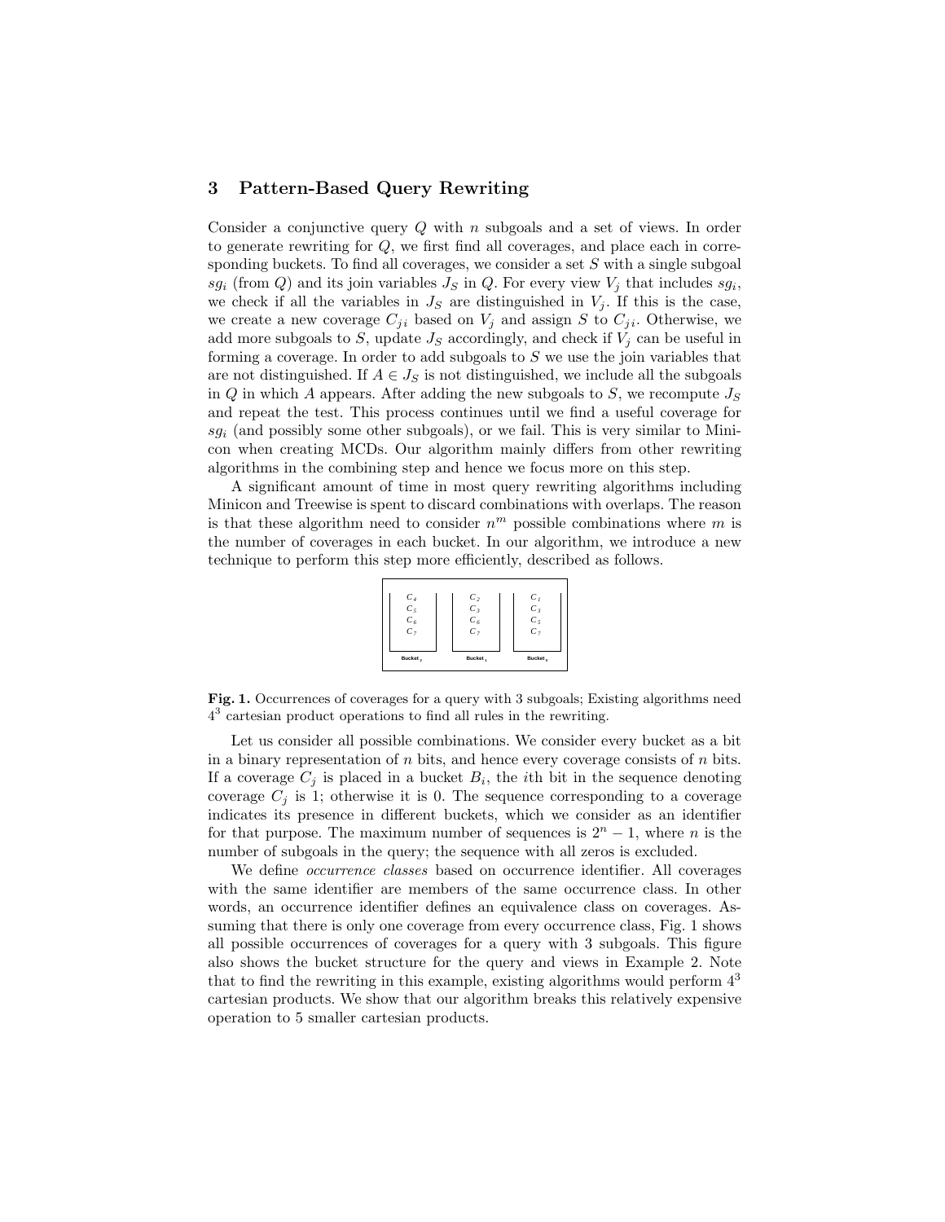## 3 Pattern-Based Query Rewriting

Consider a conjunctive query $Q$ with $n$ subgoals and a set of views. In order to generate rewriting for $Q$, we first find all coverages, and place each in corresponding buckets. To find all coverages, we consider a set $S$ with a single subgoal $sg_i$ (from $Q$) and its join variables $J_S$ in $Q$. For every view $V_j$ that includes $sg_i$, we check if all the variables in $J_S$ are distinguished in $V_j$. If this is the case, we create a new coverage $C_{ji}$ based on $V_j$ and assign $S$ to $C_{ji}$. Otherwise, we add more subgoals to $S$, update $J_S$ accordingly, and check if $V_j$ can be useful in forming a coverage. In order to add subgoals to $S$ we use the join variables that are not distinguished. If $A \in J_S$ is not distinguished, we include all the subgoals in $Q$ in which $A$ appears. After adding the new subgoals to $S$, we recompute $J_S$ and repeat the test. This process continues until we find a useful coverage for $sg_i$ (and possibly some other subgoals), or we fail. This is very similar to Minicon when creating MCDs. Our algorithm mainly differs from other rewriting algorithms in the combining step and hence we focus more on this step.

A significant amount of time in most query rewriting algorithms including Minicon and Treewise is spent to discard combinations with overlaps. The reason is that these algorithm need to consider $n^m$ possible combinations where $m$ is the number of coverages in each bucket. In our algorithm, we introduce a new technique to perform this step more efficiently, described as follows.

| $Bucket_3$ | $Bucket_1$ | $Bucket_1$ |
|---|---|---|
| $C_4$ | $C_2$ | $C_1$ |
| $C_5$ | $C_3$ | $C_3$ |
| $C_6$ | $C_6$ | $C_5$ |
| $C_7$ | $C_7$ | $C_7$ |

**Fig. 1.** Occurrences of coverages for a query with 3 subgoals; Existing algorithms need $4^3$ cartesian product operations to find all rules in the rewriting.

Let us consider all possible combinations. We consider every bucket as a bit in a binary representation of $n$ bits, and hence every coverage consists of $n$ bits. If a coverage $C_j$ is placed in a bucket $B_i$, the $i$th bit in the sequence denoting coverage $C_j$ is 1; otherwise it is 0. The sequence corresponding to a coverage indicates its presence in different buckets, which we consider as an identifier for that purpose. The maximum number of sequences is $2^n - 1$, where $n$ is the number of subgoals in the query; the sequence with all zeros is excluded.

We define *occurrence classes* based on occurrence identifier. All coverages with the same identifier are members of the same occurrence class. In other words, an occurrence identifier defines an equivalence class on coverages. Assuming that there is only one coverage from every occurrence class, Fig. 1 shows all possible occurrences of coverages for a query with 3 subgoals. This figure also shows the bucket structure for the query and views in Example 2. Note that to find the rewriting in this example, existing algorithms would perform $4^3$ cartesian products. We show that our algorithm breaks this relatively expensive operation to 5 smaller cartesian products.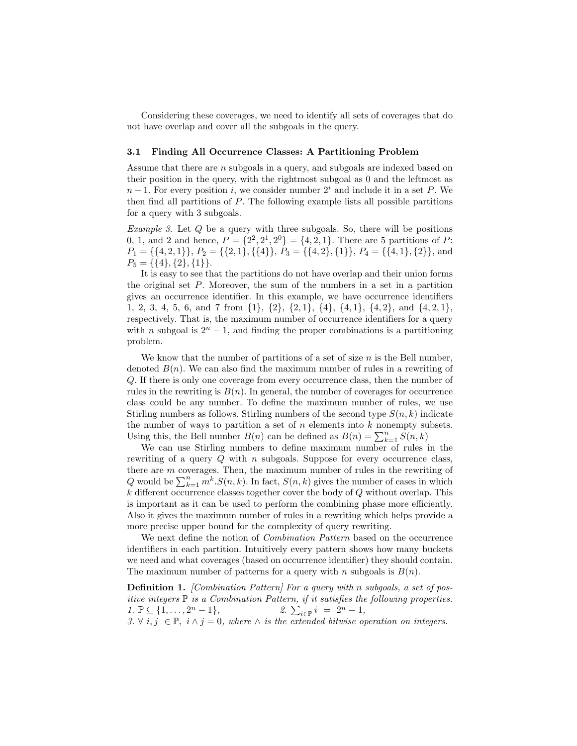Considering these coverages, we need to identify all sets of coverages that do not have overlap and cover all the subgoals in the query.

### 3.1 Finding All Occurrence Classes: A Partitioning Problem

Assume that there are $n$ subgoals in a query, and subgoals are indexed based on their position in the query, with the rightmost subgoal as 0 and the leftmost as $n-1$. For every position $i$, we consider number $2^i$ and include it in a set $P$. We then find all partitions of $P$. The following example lists all possible partitions for a query with 3 subgoals.

*Example 3.* Let $Q$ be a query with three subgoals. So, there will be positions 0, 1, and 2 and hence, $P = \{2^2, 2^1, 2^0\} = \{4, 2, 1\}$. There are 5 partitions of $P$: $P_1 = \{\{4, 2, 1\}\}$, $P_2 = \{\{2, 1\}, \{4\}\}$, $P_3 = \{\{4, 2\}, \{1\}\}$, $P_4 = \{\{4, 1\}, \{2\}\}$, and $P_5 = \{\{4\}, \{2\}, \{1\}\}$.

It is easy to see that the partitions do not have overlap and their union forms the original set $P$. Moreover, the sum of the numbers in a set in a partition gives an occurrence identifier. In this example, we have occurrence identifiers 1, 2, 3, 4, 5, 6, and 7 from $\{1\}$, $\{2\}$, $\{2, 1\}$, $\{4\}$, $\{4, 1\}$, $\{4, 2\}$, and $\{4, 2, 1\}$, respectively. That is, the maximum number of occurrence identifiers for a query with $n$ subgoal is $2^n - 1$, and finding the proper combinations is a partitioning problem.

We know that the number of partitions of a set of size $n$ is the Bell number, denoted $B(n)$. We can also find the maximum number of rules in a rewriting of $Q$. If there is only one coverage from every occurrence class, then the number of rules in the rewriting is $B(n)$. In general, the number of coverages for occurrence class could be any number. To define the maximum number of rules, we use Stirling numbers as follows. Stirling numbers of the second type $S(n, k)$ indicate the number of ways to partition a set of $n$ elements into $k$ nonempty subsets. Using this, the Bell number $B(n)$ can be defined as $B(n) = \sum_{k=1}^{n} S(n, k)$

We can use Stirling numbers to define maximum number of rules in the rewriting of a query $Q$ with $n$ subgoals. Suppose for every occurrence class, there are $m$ coverages. Then, the maximum number of rules in the rewriting of $Q$ would be $\sum_{k=1}^{n} m^k.S(n, k)$. In fact, $S(n, k)$ gives the number of cases in which $k$ different occurrence classes together cover the body of $Q$ without overlap. This is important as it can be used to perform the combining phase more efficiently. Also it gives the maximum number of rules in a rewriting which helps provide a more precise upper bound for the complexity of query rewriting.

We next define the notion of *Combination Pattern* based on the occurrence identifiers in each partition. Intuitively every pattern shows how many buckets we need and what coverages (based on occurrence identifier) they should contain. The maximum number of patterns for a query with $n$ subgoals is $B(n)$.

**Definition 1.** *[Combination Pattern] For a query with n subgoals, a set of positive integers $\mathbb{P}$ is a Combination Pattern, if it satisfies the following properties.*
*1. $\mathbb{P} \subseteq \{1, \ldots, 2^n - 1\}$,* *2. $\sum_{i \in \mathbb{P}} i = 2^n - 1$,*
*3. $\forall\ i, j \in \mathbb{P},\ i \wedge j = 0$, where $\wedge$ is the extended bitwise operation on integers.*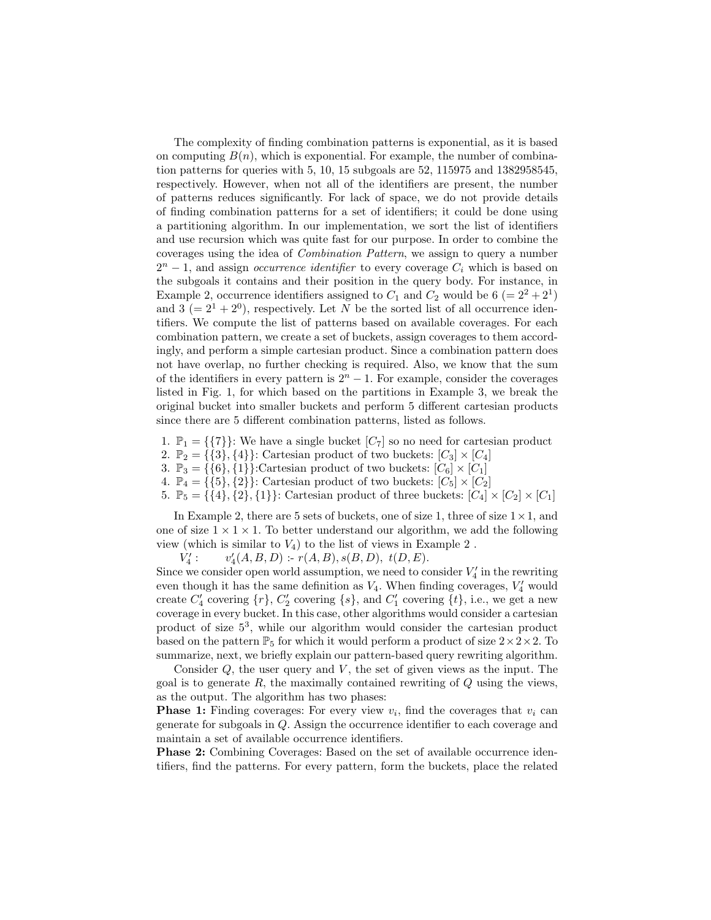The complexity of finding combination patterns is exponential, as it is based on computing $B(n)$, which is exponential. For example, the number of combination patterns for queries with 5, 10, 15 subgoals are 52, 115975 and 1382958545, respectively. However, when not all of the identifiers are present, the number of patterns reduces significantly. For lack of space, we do not provide details of finding combination patterns for a set of identifiers; it could be done using a partitioning algorithm. In our implementation, we sort the list of identifiers and use recursion which was quite fast for our purpose. In order to combine the coverages using the idea of *Combination Pattern*, we assign to query a number $2^n - 1$, and assign *occurrence identifier* to every coverage $C_i$ which is based on the subgoals it contains and their position in the query body. For instance, in Example 2, occurrence identifiers assigned to $C_1$ and $C_2$ would be 6 $(= 2^2 + 2^1)$ and 3 $(= 2^1 + 2^0)$, respectively. Let $N$ be the sorted list of all occurrence identifiers. We compute the list of patterns based on available coverages. For each combination pattern, we create a set of buckets, assign coverages to them accordingly, and perform a simple cartesian product. Since a combination pattern does not have overlap, no further checking is required. Also, we know that the sum of the identifiers in every pattern is $2^n - 1$. For example, consider the coverages listed in Fig. 1, for which based on the partitions in Example 3, we break the original bucket into smaller buckets and perform 5 different cartesian products since there are 5 different combination patterns, listed as follows.

1. $\mathbb{P}_1 = \{\{7\}\}$: We have a single bucket $[C_7]$ so no need for cartesian product
2. $\mathbb{P}_2 = \{\{3\}, \{4\}\}$: Cartesian product of two buckets: $[C_3] \times [C_4]$
3. $\mathbb{P}_3 = \{\{6\}, \{1\}\}$:Cartesian product of two buckets: $[C_6] \times [C_1]$
4. $\mathbb{P}_4 = \{\{5\}, \{2\}\}$: Cartesian product of two buckets: $[C_5] \times [C_2]$
5. $\mathbb{P}_5 = \{\{4\}, \{2\}, \{1\}\}$: Cartesian product of three buckets: $[C_4] \times [C_2] \times [C_1]$

In Example 2, there are 5 sets of buckets, one of size 1, three of size $1 \times 1$, and one of size $1 \times 1 \times 1$. To better understand our algorithm, we add the following view (which is similar to $V_4$) to the list of views in Example 2 .

$V_4'$ : $v_4'(A, B, D)$ :- $r(A, B), s(B, D), t(D, E)$.

Since we consider open world assumption, we need to consider $V_4'$ in the rewriting even though it has the same definition as $V_4$. When finding coverages, $V_4'$ would create $C_4'$ covering $\{r\}$, $C_2'$ covering $\{s\}$, and $C_1'$ covering $\{t\}$, i.e., we get a new coverage in every bucket. In this case, other algorithms would consider a cartesian product of size $5^3$, while our algorithm would consider the cartesian product based on the pattern $\mathbb{P}_5$ for which it would perform a product of size $2 \times 2 \times 2$. To summarize, next, we briefly explain our pattern-based query rewriting algorithm.

Consider $Q$, the user query and $V$, the set of given views as the input. The goal is to generate $R$, the maximally contained rewriting of $Q$ using the views, as the output. The algorithm has two phases:

**Phase 1:** Finding coverages: For every view $v_i$, find the coverages that $v_i$ can generate for subgoals in $Q$. Assign the occurrence identifier to each coverage and maintain a set of available occurrence identifiers.

**Phase 2:** Combining Coverages: Based on the set of available occurrence identifiers, find the patterns. For every pattern, form the buckets, place the related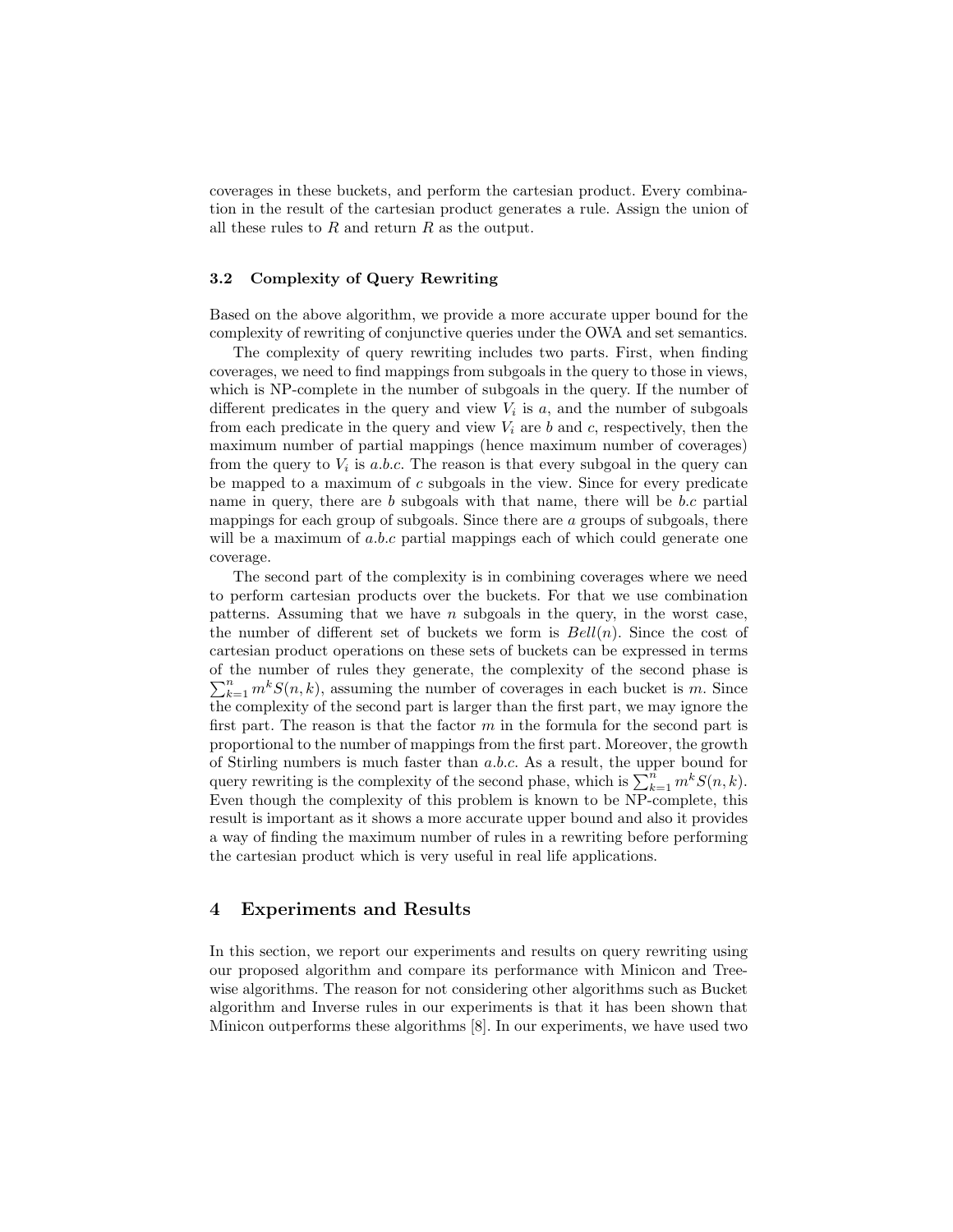coverages in these buckets, and perform the cartesian product. Every combination in the result of the cartesian product generates a rule. Assign the union of all these rules to $R$ and return $R$ as the output.

### 3.2 Complexity of Query Rewriting

Based on the above algorithm, we provide a more accurate upper bound for the complexity of rewriting of conjunctive queries under the OWA and set semantics.

The complexity of query rewriting includes two parts. First, when finding coverages, we need to find mappings from subgoals in the query to those in views, which is NP-complete in the number of subgoals in the query. If the number of different predicates in the query and view $V_i$ is $a$, and the number of subgoals from each predicate in the query and view $V_i$ are $b$ and $c$, respectively, then the maximum number of partial mappings (hence maximum number of coverages) from the query to $V_i$ is $a.b.c$. The reason is that every subgoal in the query can be mapped to a maximum of $c$ subgoals in the view. Since for every predicate name in query, there are $b$ subgoals with that name, there will be $b.c$ partial mappings for each group of subgoals. Since there are $a$ groups of subgoals, there will be a maximum of $a.b.c$ partial mappings each of which could generate one coverage.

The second part of the complexity is in combining coverages where we need to perform cartesian products over the buckets. For that we use combination patterns. Assuming that we have $n$ subgoals in the query, in the worst case, the number of different set of buckets we form is $Bell(n)$. Since the cost of cartesian product operations on these sets of buckets can be expressed in terms of the number of rules they generate, the complexity of the second phase is $\sum_{k=1}^{n} m^k S(n,k)$, assuming the number of coverages in each bucket is $m$. Since the complexity of the second part is larger than the first part, we may ignore the first part. The reason is that the factor $m$ in the formula for the second part is proportional to the number of mappings from the first part. Moreover, the growth of Stirling numbers is much faster than $a.b.c$. As a result, the upper bound for query rewriting is the complexity of the second phase, which is $\sum_{k=1}^{n} m^k S(n,k)$. Even though the complexity of this problem is known to be NP-complete, this result is important as it shows a more accurate upper bound and also it provides a way of finding the maximum number of rules in a rewriting before performing the cartesian product which is very useful in real life applications.

## 4 Experiments and Results

In this section, we report our experiments and results on query rewriting using our proposed algorithm and compare its performance with Minicon and Treewise algorithms. The reason for not considering other algorithms such as Bucket algorithm and Inverse rules in our experiments is that it has been shown that Minicon outperforms these algorithms [8]. In our experiments, we have used two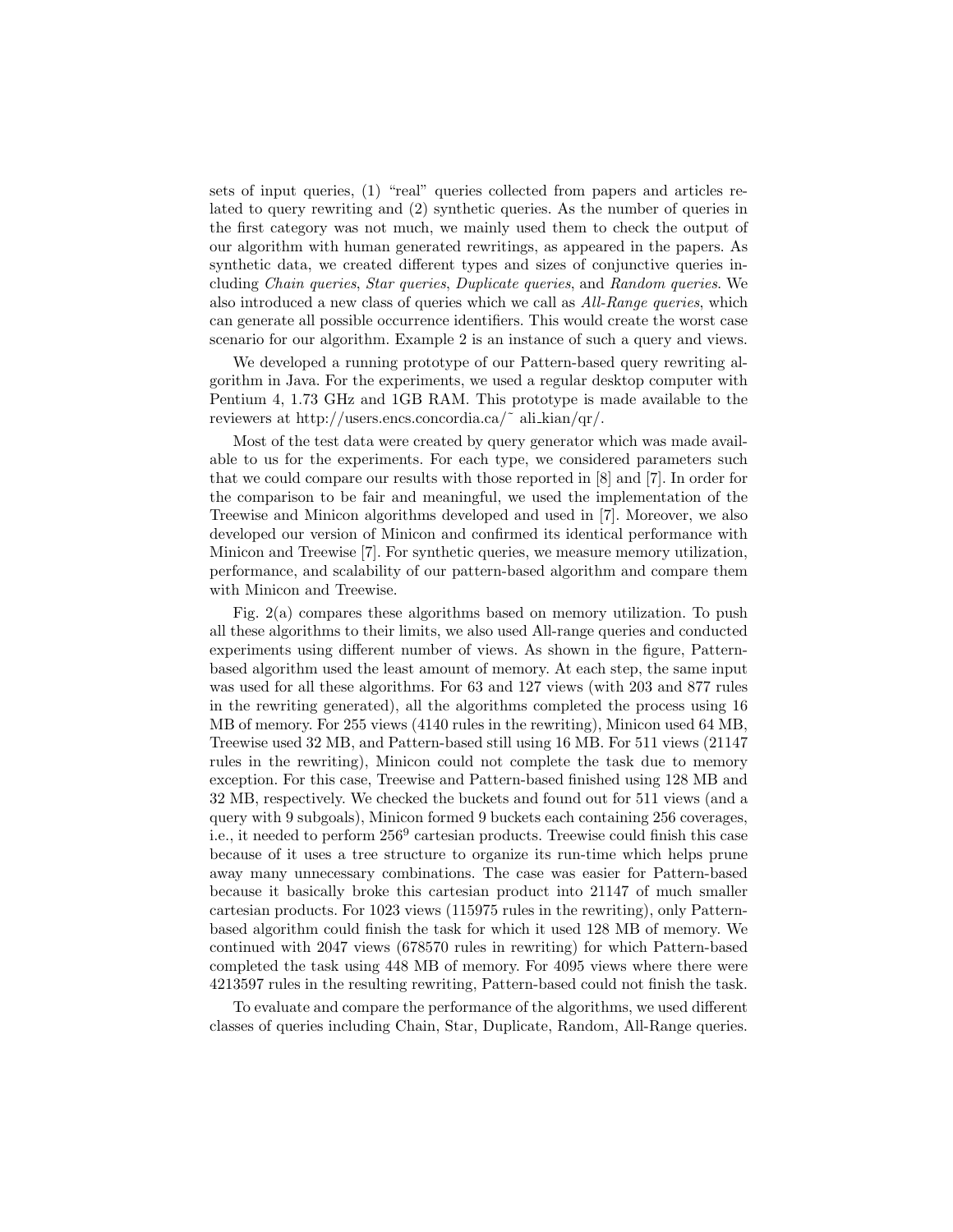sets of input queries, (1) "real" queries collected from papers and articles related to query rewriting and (2) synthetic queries. As the number of queries in the first category was not much, we mainly used them to check the output of our algorithm with human generated rewritings, as appeared in the papers. As synthetic data, we created different types and sizes of conjunctive queries including *Chain queries*, *Star queries*, *Duplicate queries*, and *Random queries*. We also introduced a new class of queries which we call as *All-Range queries*, which can generate all possible occurrence identifiers. This would create the worst case scenario for our algorithm. Example 2 is an instance of such a query and views.

We developed a running prototype of our Pattern-based query rewriting algorithm in Java. For the experiments, we used a regular desktop computer with Pentium 4, 1.73 GHz and 1GB RAM. This prototype is made available to the reviewers at http://users.encs.concordia.ca/~ ali_kian/qr/.

Most of the test data were created by query generator which was made available to us for the experiments. For each type, we considered parameters such that we could compare our results with those reported in [8] and [7]. In order for the comparison to be fair and meaningful, we used the implementation of the Treewise and Minicon algorithms developed and used in [7]. Moreover, we also developed our version of Minicon and confirmed its identical performance with Minicon and Treewise [7]. For synthetic queries, we measure memory utilization, performance, and scalability of our pattern-based algorithm and compare them with Minicon and Treewise.

Fig. 2(a) compares these algorithms based on memory utilization. To push all these algorithms to their limits, we also used All-range queries and conducted experiments using different number of views. As shown in the figure, Pattern-based algorithm used the least amount of memory. At each step, the same input was used for all these algorithms. For 63 and 127 views (with 203 and 877 rules in the rewriting generated), all the algorithms completed the process using 16 MB of memory. For 255 views (4140 rules in the rewriting), Minicon used 64 MB, Treewise used 32 MB, and Pattern-based still using 16 MB. For 511 views (21147 rules in the rewriting), Minicon could not complete the task due to memory exception. For this case, Treewise and Pattern-based finished using 128 MB and 32 MB, respectively. We checked the buckets and found out for 511 views (and a query with 9 subgoals), Minicon formed 9 buckets each containing 256 coverages, i.e., it needed to perform $256^9$ cartesian products. Treewise could finish this case because of it uses a tree structure to organize its run-time which helps prune away many unnecessary combinations. The case was easier for Pattern-based because it basically broke this cartesian product into 21147 of much smaller cartesian products. For 1023 views (115975 rules in the rewriting), only Pattern-based algorithm could finish the task for which it used 128 MB of memory. We continued with 2047 views (678570 rules in rewriting) for which Pattern-based completed the task using 448 MB of memory. For 4095 views where there were 4213597 rules in the resulting rewriting, Pattern-based could not finish the task.

To evaluate and compare the performance of the algorithms, we used different classes of queries including Chain, Star, Duplicate, Random, All-Range queries.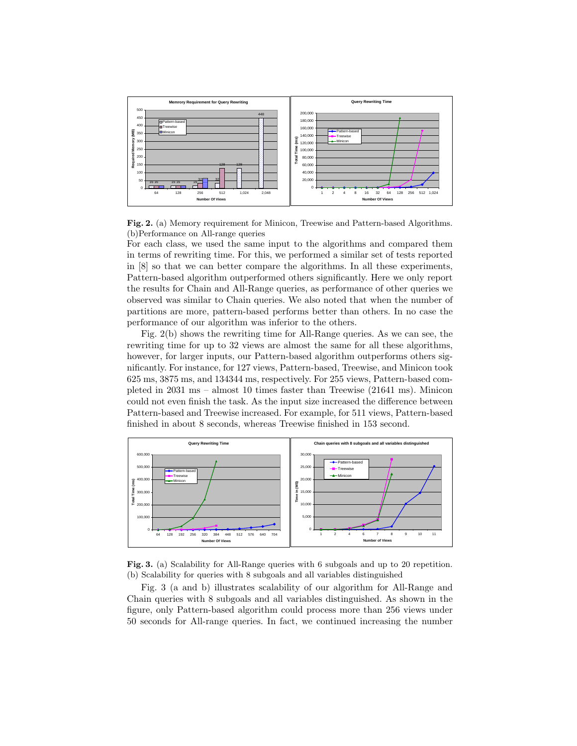**Fig. 2.** (a) Memory requirement for Minicon, Treewise and Pattern-based Algorithms. (b)Performance on All-range queries

For each class, we used the same input to the algorithms and compared them in terms of rewriting time. For this, we performed a similar set of tests reported in [8] so that we can better compare the algorithms. In all these experiments, Pattern-based algorithm outperformed others significantly. Here we only report the results for Chain and All-Range queries, as performance of other queries we observed was similar to Chain queries. We also noted that when the number of partitions are more, pattern-based performs better than others. In no case the performance of our algorithm was inferior to the others.

Fig. 2(b) shows the rewriting time for All-Range queries. As we can see, the rewriting time for up to 32 views are almost the same for all these algorithms, however, for larger inputs, our Pattern-based algorithm outperforms others significantly. For instance, for 127 views, Pattern-based, Treewise, and Minicon took 625 ms, 3875 ms, and 134344 ms, respectively. For 255 views, Pattern-based completed in 2031 ms – almost 10 times faster than Treewise (21641 ms). Minicon could not even finish the task. As the input size increased the difference between Pattern-based and Treewise increased. For example, for 511 views, Pattern-based finished in about 8 seconds, whereas Treewise finished in 153 second.

**Fig. 3.** (a) Scalability for All-Range queries with 6 subgoals and up to 20 repetition. (b) Scalability for queries with 8 subgoals and all variables distinguished

Fig. 3 (a and b) illustrates scalability of our algorithm for All-Range and Chain queries with 8 subgoals and all variables distinguished. As shown in the figure, only Pattern-based algorithm could process more than 256 views under 50 seconds for All-range queries. In fact, we continued increasing the number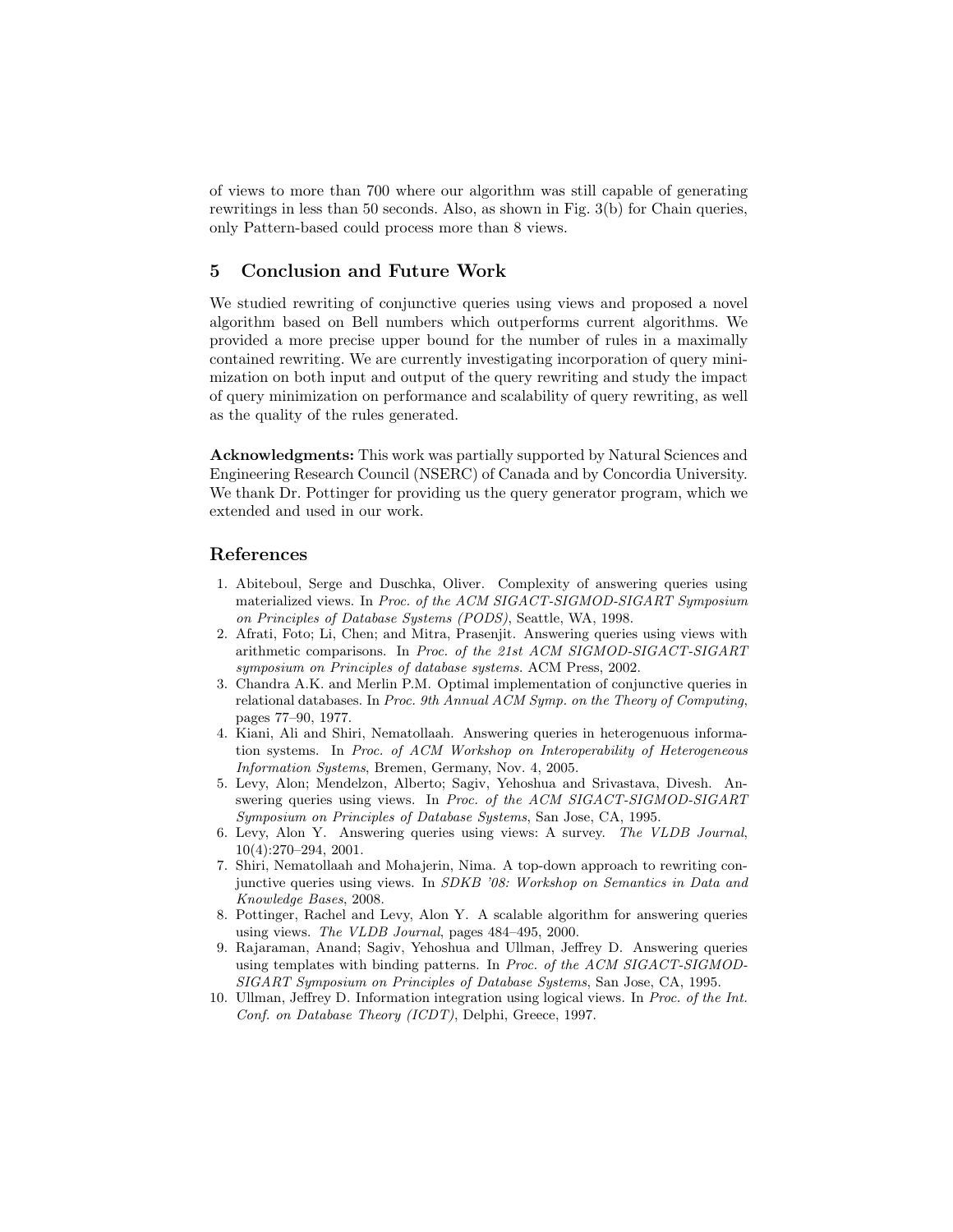of views to more than 700 where our algorithm was still capable of generating rewritings in less than 50 seconds. Also, as shown in Fig. 3(b) for Chain queries, only Pattern-based could process more than 8 views.

## 5 Conclusion and Future Work

We studied rewriting of conjunctive queries using views and proposed a novel algorithm based on Bell numbers which outperforms current algorithms. We provided a more precise upper bound for the number of rules in a maximally contained rewriting. We are currently investigating incorporation of query minimization on both input and output of the query rewriting and study the impact of query minimization on performance and scalability of query rewriting, as well as the quality of the rules generated.

**Acknowledgments:** This work was partially supported by Natural Sciences and Engineering Research Council (NSERC) of Canada and by Concordia University. We thank Dr. Pottinger for providing us the query generator program, which we extended and used in our work.

## References

1. Abiteboul, Serge and Duschka, Oliver. Complexity of answering queries using materialized views. In *Proc. of the ACM SIGACT-SIGMOD-SIGART Symposium on Principles of Database Systems (PODS)*, Seattle, WA, 1998.
2. Afrati, Foto; Li, Chen; and Mitra, Prasenjit. Answering queries using views with arithmetic comparisons. In *Proc. of the 21st ACM SIGMOD-SIGACT-SIGART symposium on Principles of database systems*. ACM Press, 2002.
3. Chandra A.K. and Merlin P.M. Optimal implementation of conjunctive queries in relational databases. In *Proc. 9th Annual ACM Symp. on the Theory of Computing*, pages 77–90, 1977.
4. Kiani, Ali and Shiri, Nematollaah. Answering queries in heterogenuous information systems. In *Proc. of ACM Workshop on Interoperability of Heterogeneous Information Systems*, Bremen, Germany, Nov. 4, 2005.
5. Levy, Alon; Mendelzon, Alberto; Sagiv, Yehoshua and Srivastava, Divesh. Answering queries using views. In *Proc. of the ACM SIGACT-SIGMOD-SIGART Symposium on Principles of Database Systems*, San Jose, CA, 1995.
6. Levy, Alon Y. Answering queries using views: A survey. *The VLDB Journal*, 10(4):270–294, 2001.
7. Shiri, Nematollaah and Mohajerin, Nima. A top-down approach to rewriting conjunctive queries using views. In *SDKB '08: Workshop on Semantics in Data and Knowledge Bases*, 2008.
8. Pottinger, Rachel and Levy, Alon Y. A scalable algorithm for answering queries using views. *The VLDB Journal*, pages 484–495, 2000.
9. Rajaraman, Anand; Sagiv, Yehoshua and Ullman, Jeffrey D. Answering queries using templates with binding patterns. In *Proc. of the ACM SIGACT-SIGMOD-SIGART Symposium on Principles of Database Systems*, San Jose, CA, 1995.
10. Ullman, Jeffrey D. Information integration using logical views. In *Proc. of the Int. Conf. on Database Theory (ICDT)*, Delphi, Greece, 1997.